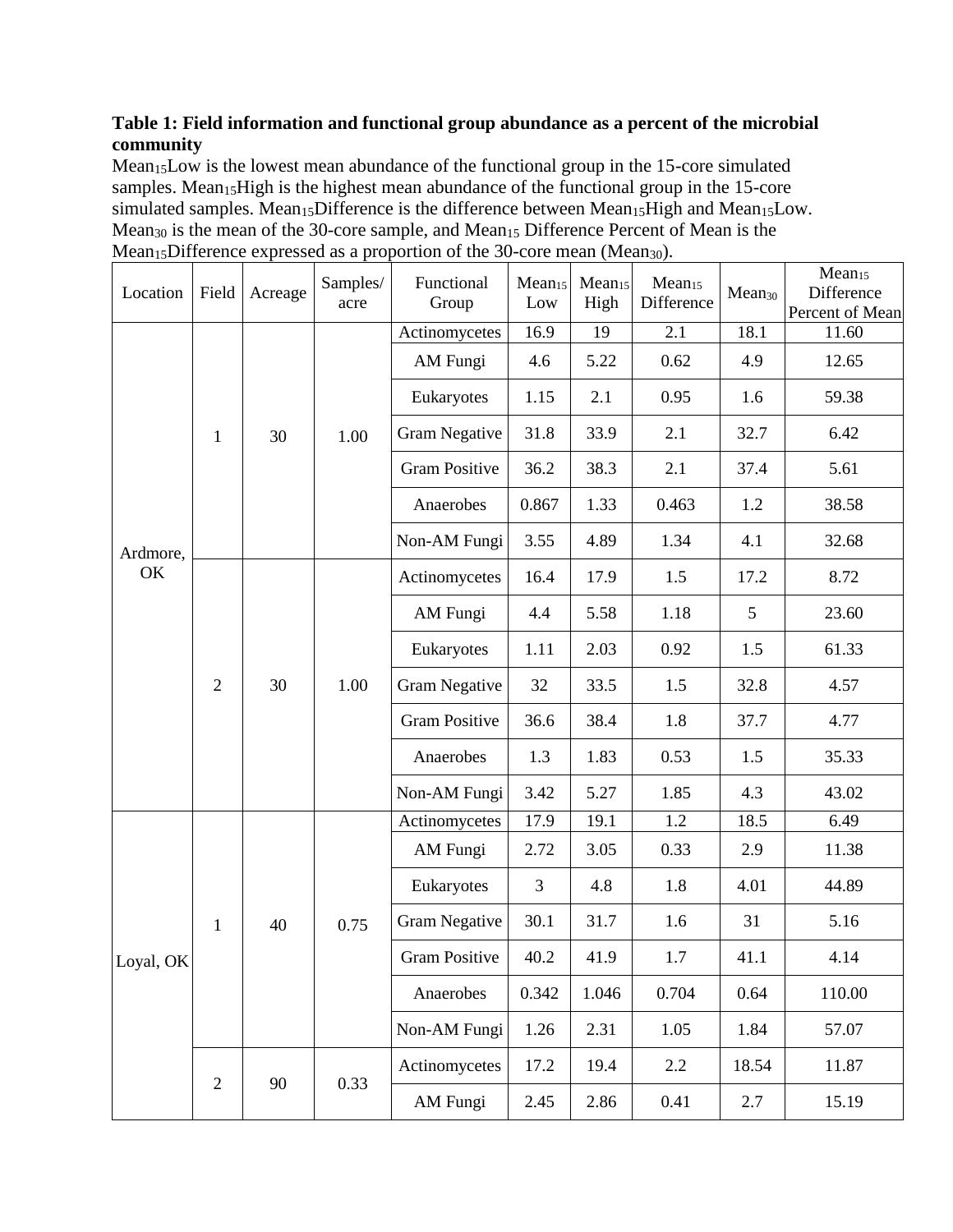**Table 1: Field information and functional group abundance as a percent of the microbial community**

$Mean_{15}$Low is the lowest mean abundance of the functional group in the 15-core simulated samples. $Mean_{15}$High is the highest mean abundance of the functional group in the 15-core simulated samples. $Mean_{15}$Difference is the difference between $Mean_{15}$High and $Mean_{15}$Low. $Mean_{30}$ is the mean of the 30-core sample, and $Mean_{15}$ Difference Percent of Mean is the $Mean_{15}$Difference expressed as a proportion of the 30-core mean ($Mean_{30}$).

| Location | Field | Acreage | Samples/ acre | Functional Group | $Mean_{15}$ Low | $Mean_{15}$ High | $Mean_{15}$ Difference | $Mean_{30}$ | $Mean_{15}$ Difference Percent of Mean |
|---|---|---|---|---|---|---|---|---|---|
| Ardmore, OK | 1 | 30 | 1.00 | Actinomycetes | 16.9 | 19 | 2.1 | 18.1 | 11.60 |
| | | | | AM Fungi | 4.6 | 5.22 | 0.62 | 4.9 | 12.65 |
| | | | | Eukaryotes | 1.15 | 2.1 | 0.95 | 1.6 | 59.38 |
| | | | | Gram Negative | 31.8 | 33.9 | 2.1 | 32.7 | 6.42 |
| | | | | Gram Positive | 36.2 | 38.3 | 2.1 | 37.4 | 5.61 |
| | | | | Anaerobes | 0.867 | 1.33 | 0.463 | 1.2 | 38.58 |
| | | | | Non-AM Fungi | 3.55 | 4.89 | 1.34 | 4.1 | 32.68 |
| | 2 | 30 | 1.00 | Actinomycetes | 16.4 | 17.9 | 1.5 | 17.2 | 8.72 |
| | | | | AM Fungi | 4.4 | 5.58 | 1.18 | 5 | 23.60 |
| | | | | Eukaryotes | 1.11 | 2.03 | 0.92 | 1.5 | 61.33 |
| | | | | Gram Negative | 32 | 33.5 | 1.5 | 32.8 | 4.57 |
| | | | | Gram Positive | 36.6 | 38.4 | 1.8 | 37.7 | 4.77 |
| | | | | Anaerobes | 1.3 | 1.83 | 0.53 | 1.5 | 35.33 |
| | | | | Non-AM Fungi | 3.42 | 5.27 | 1.85 | 4.3 | 43.02 |
| Loyal, OK | 1 | 40 | 0.75 | Actinomycetes | 17.9 | 19.1 | 1.2 | 18.5 | 6.49 |
| | | | | AM Fungi | 2.72 | 3.05 | 0.33 | 2.9 | 11.38 |
| | | | | Eukaryotes | 3 | 4.8 | 1.8 | 4.01 | 44.89 |
| | | | | Gram Negative | 30.1 | 31.7 | 1.6 | 31 | 5.16 |
| | | | | Gram Positive | 40.2 | 41.9 | 1.7 | 41.1 | 4.14 |
| | | | | Anaerobes | 0.342 | 1.046 | 0.704 | 0.64 | 110.00 |
| | | | | Non-AM Fungi | 1.26 | 2.31 | 1.05 | 1.84 | 57.07 |
| | 2 | 90 | 0.33 | Actinomycetes | 17.2 | 19.4 | 2.2 | 18.54 | 11.87 |
| | | | | AM Fungi | 2.45 | 2.86 | 0.41 | 2.7 | 15.19 |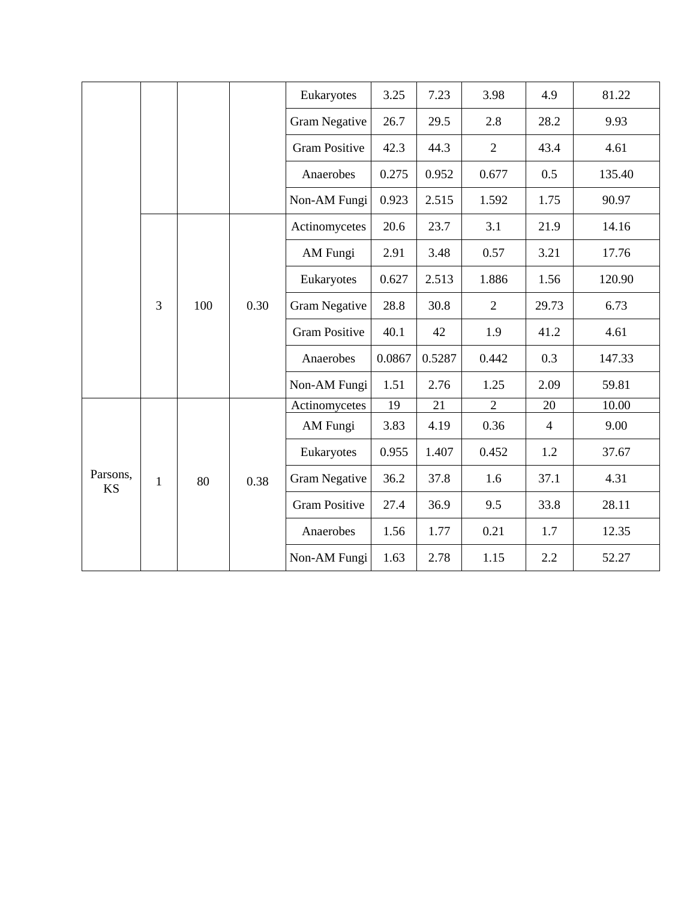| | | | | | | | | | |
|---|---|---|---|---|---|---|---|---|---|
| | | | | Eukaryotes | 3.25 | 7.23 | 3.98 | 4.9 | 81.22 |
| | | | | Gram Negative | 26.7 | 29.5 | 2.8 | 28.2 | 9.93 |
| | | | | Gram Positive | 42.3 | 44.3 | 2 | 43.4 | 4.61 |
| | | | | Anaerobes | 0.275 | 0.952 | 0.677 | 0.5 | 135.40 |
| | | | | Non-AM Fungi | 0.923 | 2.515 | 1.592 | 1.75 | 90.97 |
| | 3 | 100 | 0.30 | Actinomycetes | 20.6 | 23.7 | 3.1 | 21.9 | 14.16 |
| | | | | AM Fungi | 2.91 | 3.48 | 0.57 | 3.21 | 17.76 |
| | | | | Eukaryotes | 0.627 | 2.513 | 1.886 | 1.56 | 120.90 |
| | | | | Gram Negative | 28.8 | 30.8 | 2 | 29.73 | 6.73 |
| | | | | Gram Positive | 40.1 | 42 | 1.9 | 41.2 | 4.61 |
| | | | | Anaerobes | 0.0867 | 0.5287 | 0.442 | 0.3 | 147.33 |
| | | | | Non-AM Fungi | 1.51 | 2.76 | 1.25 | 2.09 | 59.81 |
| Parsons, KS | 1 | 80 | 0.38 | Actinomycetes | 19 | 21 | 2 | 20 | 10.00 |
| | | | | AM Fungi | 3.83 | 4.19 | 0.36 | 4 | 9.00 |
| | | | | Eukaryotes | 0.955 | 1.407 | 0.452 | 1.2 | 37.67 |
| | | | | Gram Negative | 36.2 | 37.8 | 1.6 | 37.1 | 4.31 |
| | | | | Gram Positive | 27.4 | 36.9 | 9.5 | 33.8 | 28.11 |
| | | | | Anaerobes | 1.56 | 1.77 | 0.21 | 1.7 | 12.35 |
| | | | | Non-AM Fungi | 1.63 | 2.78 | 1.15 | 2.2 | 52.27 |